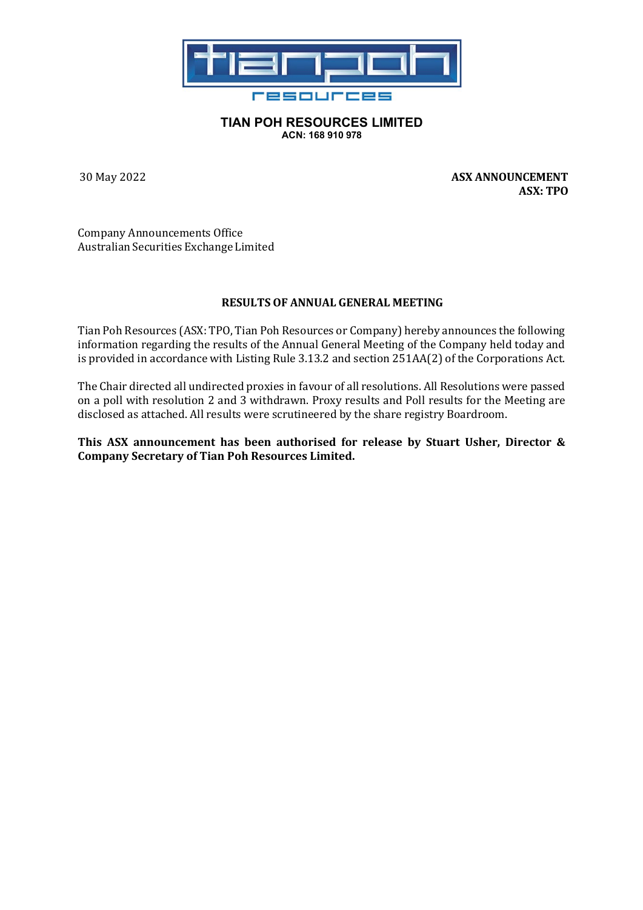**TIAN POH RESOURCES LIMITED**
**ACN: 168 910 978**

30 May 2022

**ASX ANNOUNCEMENT**
**ASX: TPO**

Company Announcements Office
Australian Securities Exchange Limited

**RESULTS OF ANNUAL GENERAL MEETING**

Tian Poh Resources (ASX: TPO, Tian Poh Resources or Company) hereby announces the following information regarding the results of the Annual General Meeting of the Company held today and is provided in accordance with Listing Rule 3.13.2 and section 251AA(2) of the Corporations Act.

The Chair directed all undirected proxies in favour of all resolutions. All Resolutions were passed on a poll with resolution 2 and 3 withdrawn. Proxy results and Poll results for the Meeting are disclosed as attached. All results were scrutineered by the share registry Boardroom.

**This ASX announcement has been authorised for release by Stuart Usher, Director & Company Secretary of Tian Poh Resources Limited.**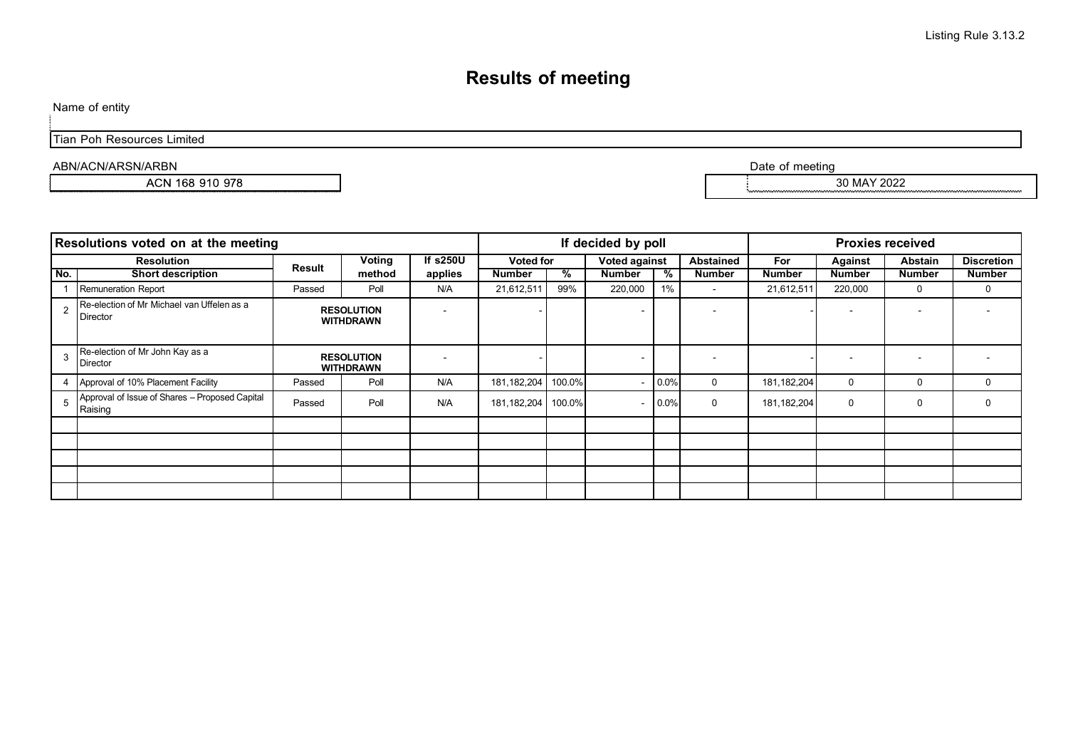Listing Rule 3.13.2

# Results of meeting

Name of entity

Tian Poh Resources Limited

ABN/ACN/ARSN/ARBN

ACN 168 910 978

Date of meeting

30 MAY 2022

| Resolutions voted on at the meeting | | | | | If decided by poll | | | | | Proxies received | | | |
|---|---|---|---|---|---|---|---|---|---|---|---|---|---|
| Resolution | | Result | Voting | If s250U | Voted for | | Voted against | | Abstained | For | Against | Abstain | Discretion |
| No. | Short description | | method | applies | Number | % | Number | % | Number | Number | Number | Number | Number |
| 1 | Remuneration Report | Passed | Poll | N/A | 21,612,511 | 99% | 220,000 | 1% | - | 21,612,511 | 220,000 | 0 | 0 |
| 2 | Re-election of Mr Michael van Uffelen as a Director | RESOLUTION WITHDRAWN | | - | - | | - | | - | - | - | - | - |
| 3 | Re-election of Mr John Kay as a Director | RESOLUTION WITHDRAWN | | - | - | | - | | - | - | - | - | - |
| 4 | Approval of 10% Placement Facility | Passed | Poll | N/A | 181,182,204 | 100.0% | - | 0.0% | 0 | 181,182,204 | 0 | 0 | 0 |
| 5 | Approval of Issue of Shares – Proposed Capital Raising | Passed | Poll | N/A | 181,182,204 | 100.0% | - | 0.0% | 0 | 181,182,204 | 0 | 0 | 0 |